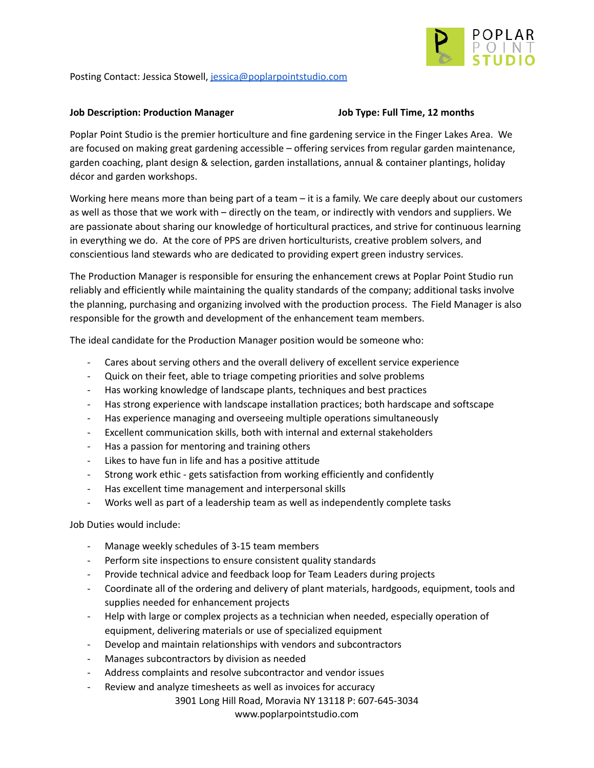Posting Contact: Jessica Stowell, jessica@poplarpointstudio.com

**Job Description: Production Manager** **Job Type: Full Time, 12 months**

Poplar Point Studio is the premier horticulture and fine gardening service in the Finger Lakes Area. We are focused on making great gardening accessible – offering services from regular garden maintenance, garden coaching, plant design & selection, garden installations, annual & container plantings, holiday décor and garden workshops.

Working here means more than being part of a team – it is a family. We care deeply about our customers as well as those that we work with – directly on the team, or indirectly with vendors and suppliers. We are passionate about sharing our knowledge of horticultural practices, and strive for continuous learning in everything we do. At the core of PPS are driven horticulturists, creative problem solvers, and conscientious land stewards who are dedicated to providing expert green industry services.

The Production Manager is responsible for ensuring the enhancement crews at Poplar Point Studio run reliably and efficiently while maintaining the quality standards of the company; additional tasks involve the planning, purchasing and organizing involved with the production process. The Field Manager is also responsible for the growth and development of the enhancement team members.

The ideal candidate for the Production Manager position would be someone who:

- Cares about serving others and the overall delivery of excellent service experience
- Quick on their feet, able to triage competing priorities and solve problems
- Has working knowledge of landscape plants, techniques and best practices
- Has strong experience with landscape installation practices; both hardscape and softscape
- Has experience managing and overseeing multiple operations simultaneously
- Excellent communication skills, both with internal and external stakeholders
- Has a passion for mentoring and training others
- Likes to have fun in life and has a positive attitude
- Strong work ethic - gets satisfaction from working efficiently and confidently
- Has excellent time management and interpersonal skills
- Works well as part of a leadership team as well as independently complete tasks

Job Duties would include:

- Manage weekly schedules of 3-15 team members
- Perform site inspections to ensure consistent quality standards
- Provide technical advice and feedback loop for Team Leaders during projects
- Coordinate all of the ordering and delivery of plant materials, hardgoods, equipment, tools and supplies needed for enhancement projects
- Help with large or complex projects as a technician when needed, especially operation of equipment, delivering materials or use of specialized equipment
- Develop and maintain relationships with vendors and subcontractors
- Manages subcontractors by division as needed
- Address complaints and resolve subcontractor and vendor issues
- Review and analyze timesheets as well as invoices for accuracy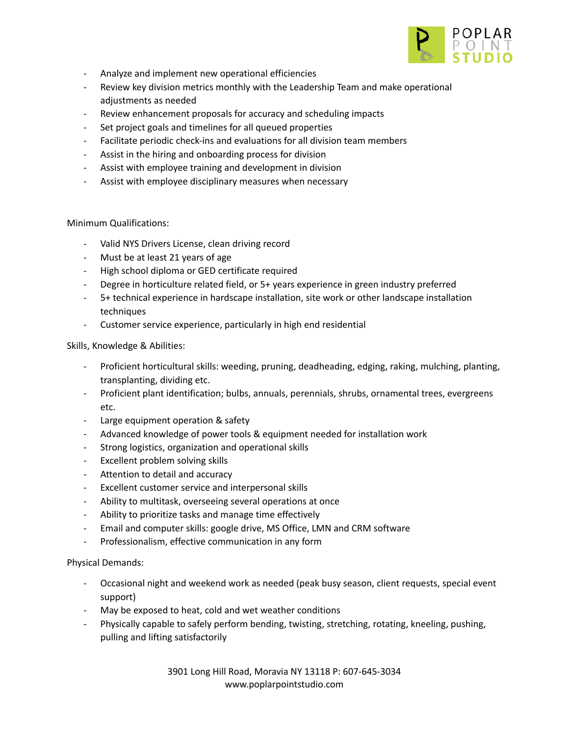- Analyze and implement new operational efficiencies
- Review key division metrics monthly with the Leadership Team and make operational adjustments as needed
- Review enhancement proposals for accuracy and scheduling impacts
- Set project goals and timelines for all queued properties
- Facilitate periodic check-ins and evaluations for all division team members
- Assist in the hiring and onboarding process for division
- Assist with employee training and development in division
- Assist with employee disciplinary measures when necessary

Minimum Qualifications:

- Valid NYS Drivers License, clean driving record
- Must be at least 21 years of age
- High school diploma or GED certificate required
- Degree in horticulture related field, or 5+ years experience in green industry preferred
- 5+ technical experience in hardscape installation, site work or other landscape installation techniques
- Customer service experience, particularly in high end residential

Skills, Knowledge & Abilities:

- Proficient horticultural skills: weeding, pruning, deadheading, edging, raking, mulching, planting, transplanting, dividing etc.
- Proficient plant identification; bulbs, annuals, perennials, shrubs, ornamental trees, evergreens etc.
- Large equipment operation & safety
- Advanced knowledge of power tools & equipment needed for installation work
- Strong logistics, organization and operational skills
- Excellent problem solving skills
- Attention to detail and accuracy
- Excellent customer service and interpersonal skills
- Ability to multitask, overseeing several operations at once
- Ability to prioritize tasks and manage time effectively
- Email and computer skills: google drive, MS Office, LMN and CRM software
- Professionalism, effective communication in any form

Physical Demands:

- Occasional night and weekend work as needed (peak busy season, client requests, special event support)
- May be exposed to heat, cold and wet weather conditions
- Physically capable to safely perform bending, twisting, stretching, rotating, kneeling, pushing, pulling and lifting satisfactorily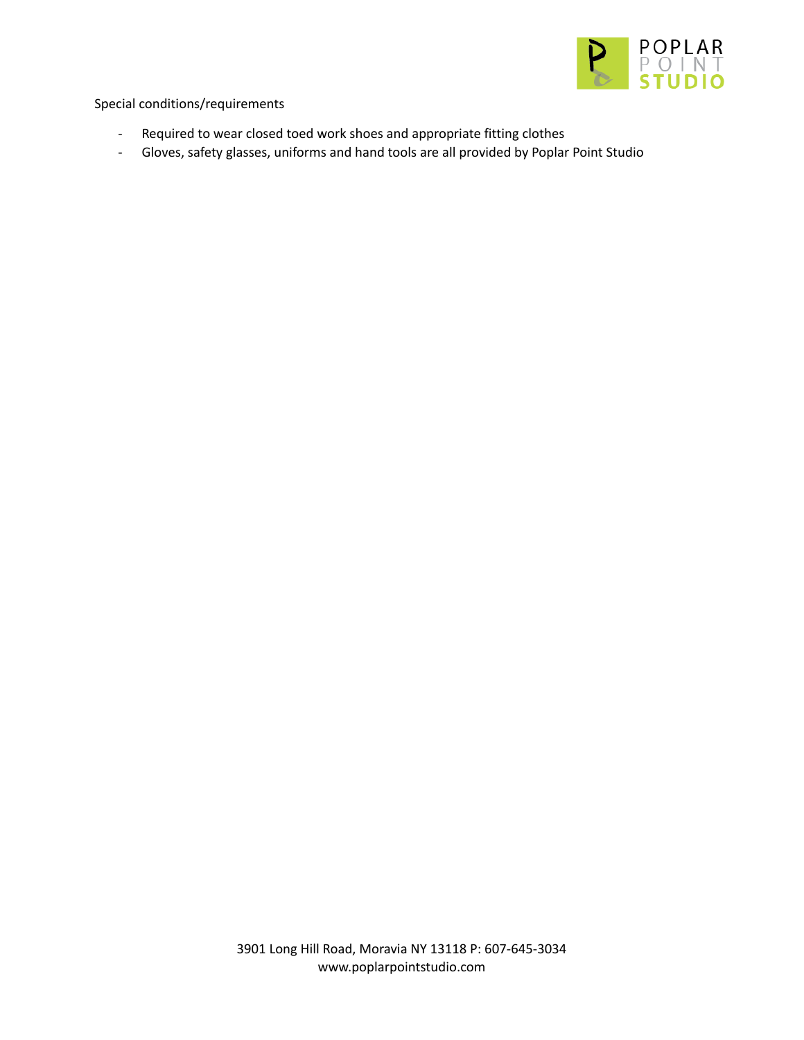Special conditions/requirements

- Required to wear closed toed work shoes and appropriate fitting clothes
- Gloves, safety glasses, uniforms and hand tools are all provided by Poplar Point Studio